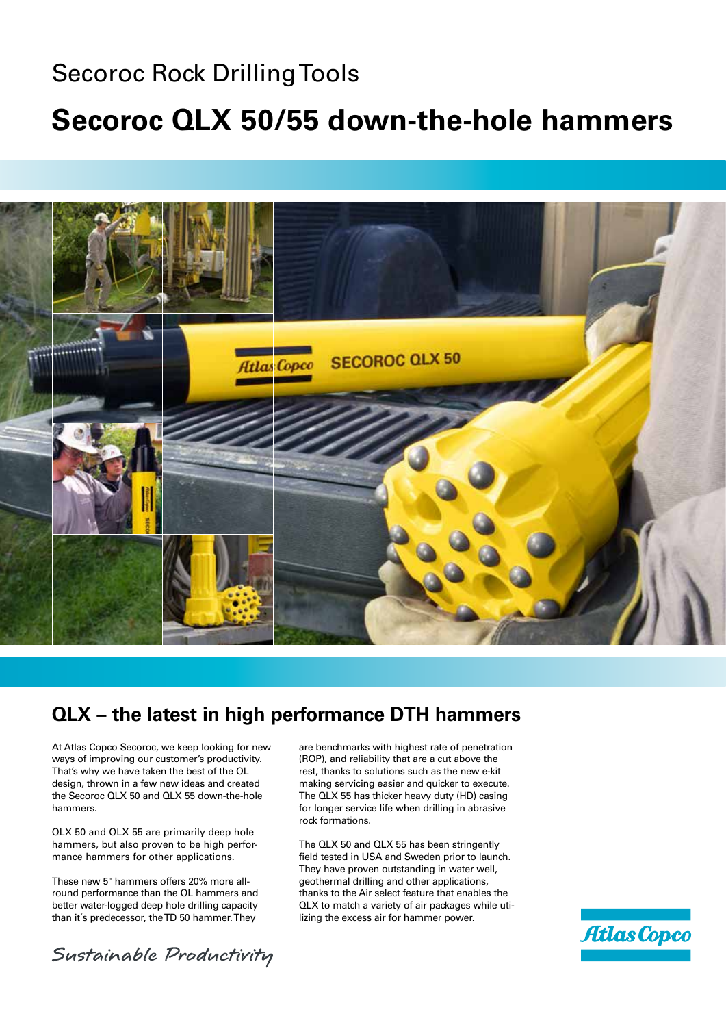Secoroc Rock Drilling Tools

# Secoroc QLX 50/55 down-the-hole hammers

## QLX – the latest in high performance DTH hammers

At Atlas Copco Secoroc, we keep looking for new ways of improving our customer's productivity. That's why we have taken the best of the QL design, thrown in a few new ideas and created the Secoroc QLX 50 and QLX 55 down-the-hole hammers.

QLX 50 and QLX 55 are primarily deep hole hammers, but also proven to be high performance hammers for other applications.

These new 5" hammers offers 20% more all-round performance than the QL hammers and better water-logged deep hole drilling capacity than it´s predecessor, the TD 50 hammer. They are benchmarks with highest rate of penetration (ROP), and reliability that are a cut above the rest, thanks to solutions such as the new e-kit making servicing easier and quicker to execute. The QLX 55 has thicker heavy duty (HD) casing for longer service life when drilling in abrasive rock formations.

The QLX 50 and QLX 55 has been stringently field tested in USA and Sweden prior to launch. They have proven outstanding in water well, geothermal drilling and other applications, thanks to the Air select feature that enables the QLX to match a variety of air packages while utilizing the excess air for hammer power.

*Sustainable Productivity*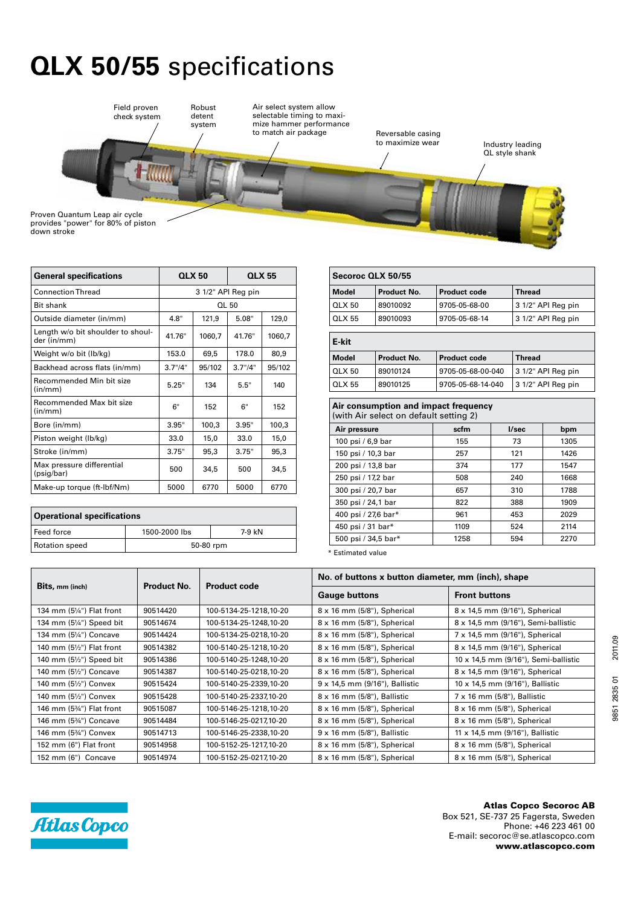# QLX 50/55 specifications

Field proven check system

Robust detent system

Air select system allow selectable timing to maximize hammer performance to match air package

Reversable casing to maximize wear

Industry leading QL style shank

Proven Quantum Leap air cycle provides "power" for 80% of piston down stroke

| General specifications | QLX 50 | | QLX 55 | |
|---|---|---|---|---|
| Connection Thread | 3 1/2" API Reg pin | | | |
| Bit shank | QL 50 | | | |
| Outside diameter (in/mm) | 4.8" | 121,9 | 5.08" | 129,0 |
| Length w/o bit shoulder to shoulder (in/mm) | 41.76" | 1060,7 | 41.76" | 1060,7 |
| Weight w/o bit (lb/kg) | 153.0 | 69,5 | 178.0 | 80,9 |
| Backhead across flats (in/mm) | 3.7"/4" | 95/102 | 3.7"/4" | 95/102 |
| Recommended Min bit size (in/mm) | 5.25" | 134 | 5.5" | 140 |
| Recommended Max bit size (in/mm) | 6" | 152 | 6" | 152 |
| Bore (in/mm) | 3.95" | 100,3 | 3.95" | 100,3 |
| Piston weight (lb/kg) | 33.0 | 15,0 | 33.0 | 15,0 |
| Stroke (in/mm) | 3.75" | 95,3 | 3.75" | 95,3 |
| Max pressure differential (psig/bar) | 500 | 34,5 | 500 | 34,5 |
| Make-up torque (ft-lbf/Nm) | 5000 | 6770 | 5000 | 6770 |

| Operational specifications | | |
|---|---|---|
| Feed force | 1500-2000 lbs | 7-9 kN |
| Rotation speed | 50-80 rpm | |

| Secoroc QLX 50/55 | | | |
|---|---|---|---|
| Model | Product No. | Product code | Thread |
| QLX 50 | 89010092 | 9705-05-68-00 | 3 1/2" API Reg pin |
| QLX 55 | 89010093 | 9705-05-68-14 | 3 1/2" API Reg pin |

| E-kit | | | |
|---|---|---|---|
| Model | Product No. | Product code | Thread |
| QLX 50 | 89010124 | 9705-05-68-00-040 | 3 1/2" API Reg pin |
| QLX 55 | 89010125 | 9705-05-68-14-040 | 3 1/2" API Reg pin |

| Air consumption and impact frequency (with Air select on default setting 2) | | | |
|---|---|---|---|
| Air pressure | scfm | l/sec | bpm |
| 100 psi / 6,9 bar | 155 | 73 | 1305 |
| 150 psi / 10,3 bar | 257 | 121 | 1426 |
| 200 psi / 13,8 bar | 374 | 177 | 1547 |
| 250 psi / 17,2 bar | 508 | 240 | 1668 |
| 300 psi / 20,7 bar | 657 | 310 | 1788 |
| 350 psi / 24,1 bar | 822 | 388 | 1909 |
| 400 psi / 27,6 bar* | 961 | 453 | 2029 |
| 450 psi / 31 bar* | 1109 | 524 | 2114 |
| 500 psi / 34,5 bar* | 1258 | 594 | 2270 |

\* Estimated value

| Bits, mm (inch) | Product No. | Product code | No. of buttons x button diameter, mm (inch), shape | |
|---|---|---|---|---|
| | | | Gauge buttons | Front buttons |
| 134 mm (5¼") Flat front | 90514420 | 100-5134-25-1218,10-20 | 8 x 16 mm (5/8"), Spherical | 8 x 14,5 mm (9/16"), Spherical |
| 134 mm (5¼") Speed bit | 90514674 | 100-5134-25-1248,10-20 | 8 x 16 mm (5/8"), Spherical | 8 x 14,5 mm (9/16"), Semi-ballistic |
| 134 mm (5¼") Concave | 90514424 | 100-5134-25-0218,10-20 | 8 x 16 mm (5/8"), Spherical | 7 x 14,5 mm (9/16"), Spherical |
| 140 mm (5½") Flat front | 90514382 | 100-5140-25-1218,10-20 | 8 x 16 mm (5/8"), Spherical | 8 x 14,5 mm (9/16"), Spherical |
| 140 mm (5½") Speed bit | 90514386 | 100-5140-25-1248,10-20 | 8 x 16 mm (5/8"), Spherical | 10 x 14,5 mm (9/16"), Semi-ballistic |
| 140 mm (5½") Concave | 90514387 | 100-5140-25-0218,10-20 | 8 x 16 mm (5/8"), Spherical | 8 x 14,5 mm (9/16"), Spherical |
| 140 mm (5½") Convex | 90515424 | 100-5140-25-2339,10-20 | 9 x 14,5 mm (9/16"), Ballistic | 10 x 14,5 mm (9/16"), Ballistic |
| 140 mm (5½") Convex | 90515428 | 100-5140-25-2337,10-20 | 8 x 16 mm (5/8"), Ballistic | 7 x 16 mm (5/8"), Ballistic |
| 146 mm (5¾") Flat front | 90515087 | 100-5146-25-1218,10-20 | 8 x 16 mm (5/8"), Spherical | 8 x 16 mm (5/8"), Spherical |
| 146 mm (5¾") Concave | 90514484 | 100-5146-25-0217,10-20 | 8 x 16 mm (5/8"), Spherical | 8 x 16 mm (5/8"), Spherical |
| 146 mm (5¾") Convex | 90514713 | 100-5146-25-2338,10-20 | 9 x 16 mm (5/8"), Ballistic | 11 x 14,5 mm (9/16"), Ballistic |
| 152 mm (6") Flat front | 90514958 | 100-5152-25-1217,10-20 | 8 x 16 mm (5/8"), Spherical | 8 x 16 mm (5/8"), Spherical |
| 152 mm (6") Concave | 90514974 | 100-5152-25-0217,10-20 | 8 x 16 mm (5/8"), Spherical | 8 x 16 mm (5/8"), Spherical |

9851 2835 01 2011.09

Atlas Copco

**Atlas Copco Secoroc AB**
Box 521, SE-737 25 Fagersta, Sweden
Phone: +46 223 461 00
E-mail: secoroc@se.atlascopco.com
**www.atlascopco.com**